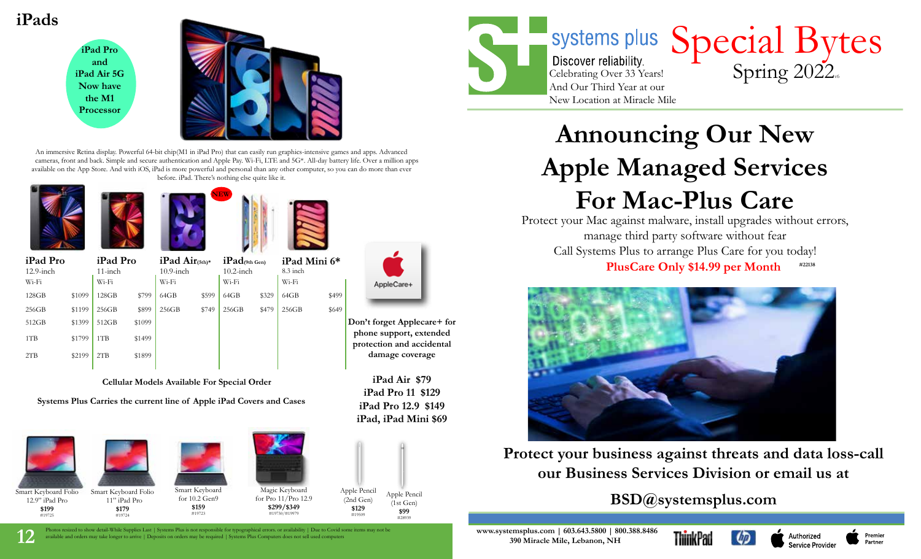# iPads

**iPad Pro and iPad Air 5G Now have the M1 Processor**

An immersive Retina display. Powerful 64-bit chip(M1 in iPad Pro) that can easily run graphics-intensive games and apps. Advanced cameras, front and back. Simple and secure authentication and Apple Pay. Wi-Fi, LTE and 5G*. All-day battery life. Over a million apps available on the App Store. And with iOS, iPad is more powerful and personal than any other computer, so you can do more than ever before. iPad. There's nothing else quite like it.

| iPad Pro 12.9-inch Wi-Fi | | iPad Pro 11-inch Wi-Fi | | iPad Air (5th)* 10.9-inch Wi-Fi | | iPad (9th Gen) 10.2-inch Wi-Fi | | iPad Mini 6* 8.3 inch Wi-Fi | |
|---|---|---|---|---|---|---|---|---|---|
| 128GB | $1099 | 128GB | $799 | 64GB | $599 | 64GB | $329 | 64GB | $499 |
| 256GB | $1199 | 256GB | $899 | 256GB | $749 | 256GB | $479 | 256GB | $649 |
| 512GB | $1399 | 512GB | $1099 | | | | | | |
| 1TB | $1799 | 1TB | $1499 | | | | | | |
| 2TB | $2199 | 2TB | $1899 | | | | | | |

NEW

**Cellular Models Available For Special Order**

**Systems Plus Carries the current line of Apple iPad Covers and Cases**

AppleCare+

**Don't forget Applecare+ for phone support, extended protection and accidental damage coverage**

**iPad Air $79**
**iPad Pro 11 $129**
**iPad Pro 12.9 $149**
**iPad, iPad Mini $69**

| Smart Keyboard Folio 12.9" iPad Pro | Smart Keyboard Folio 11" iPad Pro | Smart Keyboard for 10.2 Gen9 | Magic Keyboard for Pro 11/Pro 12.9 | Apple Pencil (2nd Gen) | Apple Pencil (1st Gen) |
|---|---|---|---|---|---|
| **$199** #19725 | **$179** #19724 | **$159** #19723 | **$299/$349** #19730/#19979 | **$129** #19509 | **$99** #28939 |

Photos resized to show detail-While Supplies Last | Systems Plus is not responsible for typographical errors. or availability | Due to Covid some items may not be available and orders may take longer to arrive | Deposits on orders may be required | Systems Plus Computers does not sell used computers

systems plus
Discover reliability.
Celebrating Over 33 Years!
And Our Third Year at our New Location at Miracle Mile

# Special Bytes
Spring 2022

# Announcing Our New Apple Managed Services For Mac-Plus Care

Protect your Mac against malware, install upgrades without errors, manage third party software without fear
Call Systems Plus to arrange Plus Care for you today!

**PlusCare Only $14.99 per Month** #22138

**Protect your business against threats and data loss-call our Business Services Division or email us at**

**BSD@systemsplus.com**

**www.systemsplus.com | 603.643.5800 | 800.388.8486**
**390 Miracle Mile, Lebanon, NH**

ThinkPad | hp | Authorized Service Provider | Premier Partner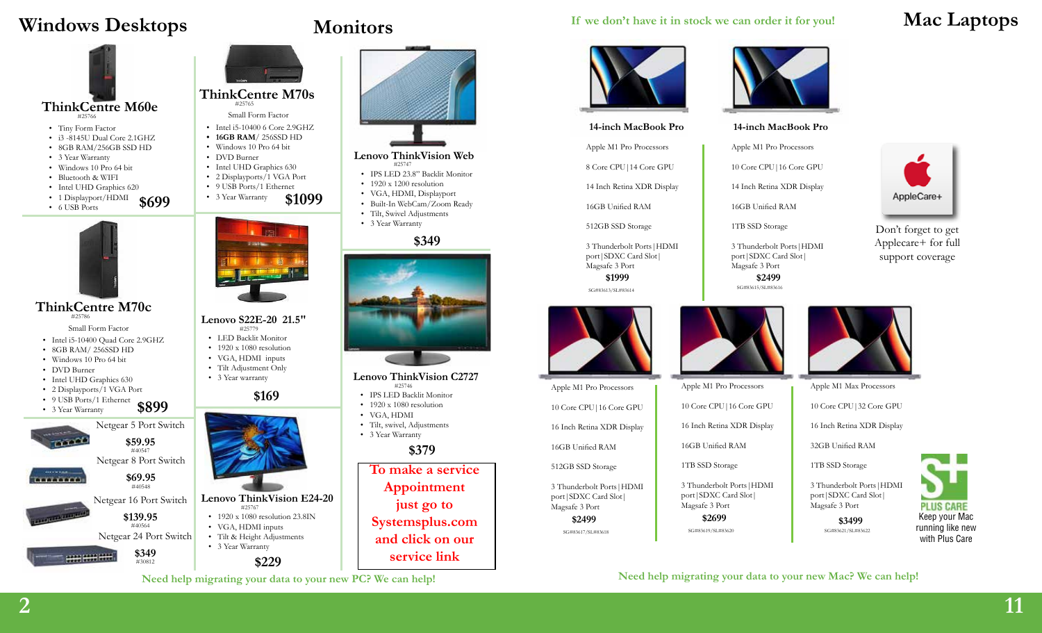# Windows Desktops

### ThinkCentre M60e
#25766

- Tiny Form Factor
- i3 -8145U Dual Core 2.1GHZ
- 8GB RAM/256GB SSD HD
- 3 Year Warranty
- Windows 10 Pro 64 bit
- Bluetooth & WIFI
- Intel UHD Graphics 620
- 1 Displayport/HDMI
- 6 USB Ports

**$699**

### ThinkCentre M70s
#25765

Small Form Factor

- Intel i5-10400 6 Core 2.9GHZ
- **16GB RAM**/ 256SSD HD
- Windows 10 Pro 64 bit
- DVD Burner
- Intel UHD Graphics 630
- 2 Displayports/1 VGA Port
- 9 USB Ports/1 Ethernet
- 3 Year Warranty

**$1099**

### ThinkCentre M70c
#25786

Small Form Factor

- Intel i5-10400 Quad Core 2.9GHZ
- 8GB RAM/ 256SSD HD
- Windows 10 Pro 64 bit
- DVD Burner
- Intel UHD Graphics 630
- 2 Displayports/1 VGA Port
- 9 USB Ports/1 Ethernet
- 3 Year Warranty

**$899**

Netgear 5 Port Switch
**$59.95**
#40547

Netgear 8 Port Switch
**$69.95**
#40548

Netgear 16 Port Switch
**$139.95**
#40564

Netgear 24 Port Switch
**$349**
#30812

# Monitors

### Lenovo ThinkVision Web
#25747

- IPS LED 23.8" Backlit Monitor
- 1920 x 1200 resolution
- VGA, HDMI, Displayport
- Built-In WebCam/Zoom Ready
- Tilt, Swivel Adjustments
- 3 Year Warranty

**$349**

### Lenovo S22E-20 21.5"
#25779

- LED Backlit Monitor
- 1920 x 1080 resolution
- VGA, HDMI inputs
- Tilt Adjustment Only
- 3 Year warranty

**$169**

### Lenovo ThinkVision C2727
#25746

- IPS LED Backlit Monitor
- 1920 x 1080 resolution
- VGA, HDMI
- Tilt, swivel, Adjustments
- 3 Year Warranty

**$379**

### Lenovo ThinkVision E24-20
#25767

- 1920 x 1080 resolution 23.8IN
- VGA, HDMI inputs
- Tilt & Height Adjustments
- 3 Year Warranty

**$229**

To make a service Appointment just go to Systemsplus.com and click on our service link

Need help migrating your data to your new PC? We can help!

If we don't have it in stock we can order it for you!

# Mac Laptops

### 14-inch MacBook Pro

Apple M1 Pro Processors

8 Core CPU | 14 Core GPU

14 Inch Retina XDR Display

16GB Unified RAM

512GB SSD Storage

3 Thunderbolt Ports | HDMI port | SDXC Card Slot | Magsafe 3 Port

**$1999**

SG#83613/SL#83614

### 14-inch MacBook Pro

Apple M1 Pro Processors

10 Core CPU | 16 Core GPU

14 Inch Retina XDR Display

16GB Unified RAM

1TB SSD Storage

3 Thunderbolt Ports | HDMI port | SDXC Card Slot | Magsafe 3 Port

**$2499**

SG#83615/SL#83616

AppleCare+

Don't forget to get Applecare+ for full support coverage

---

Apple M1 Pro Processors

10 Core CPU | 16 Core GPU

16 Inch Retina XDR Display

16GB Unified RAM

512GB SSD Storage

3 Thunderbolt Ports | HDMI port | SDXC Card Slot | Magsafe 3 Port

**$2499**

SG#83617/SL#83618

---

Apple M1 Pro Processors

10 Core CPU | 16 Core GPU

16 Inch Retina XDR Display

16GB Unified RAM

1TB SSD Storage

3 Thunderbolt Ports | HDMI port | SDXC Card Slot | Magsafe 3 Port

**$2699**

SG#83619/SL#83620

---

Apple M1 Max Processors

10 Core CPU | 32 Core GPU

16 Inch Retina XDR Display

32GB Unified RAM

1TB SSD Storage

3 Thunderbolt Ports | HDMI port | SDXC Card Slot | Magsafe 3 Port

**$3499**

SG#83621/SL#83622

PLUS CARE

Keep your Mac running like new with Plus Care

Need help migrating your data to your new Mac? We can help!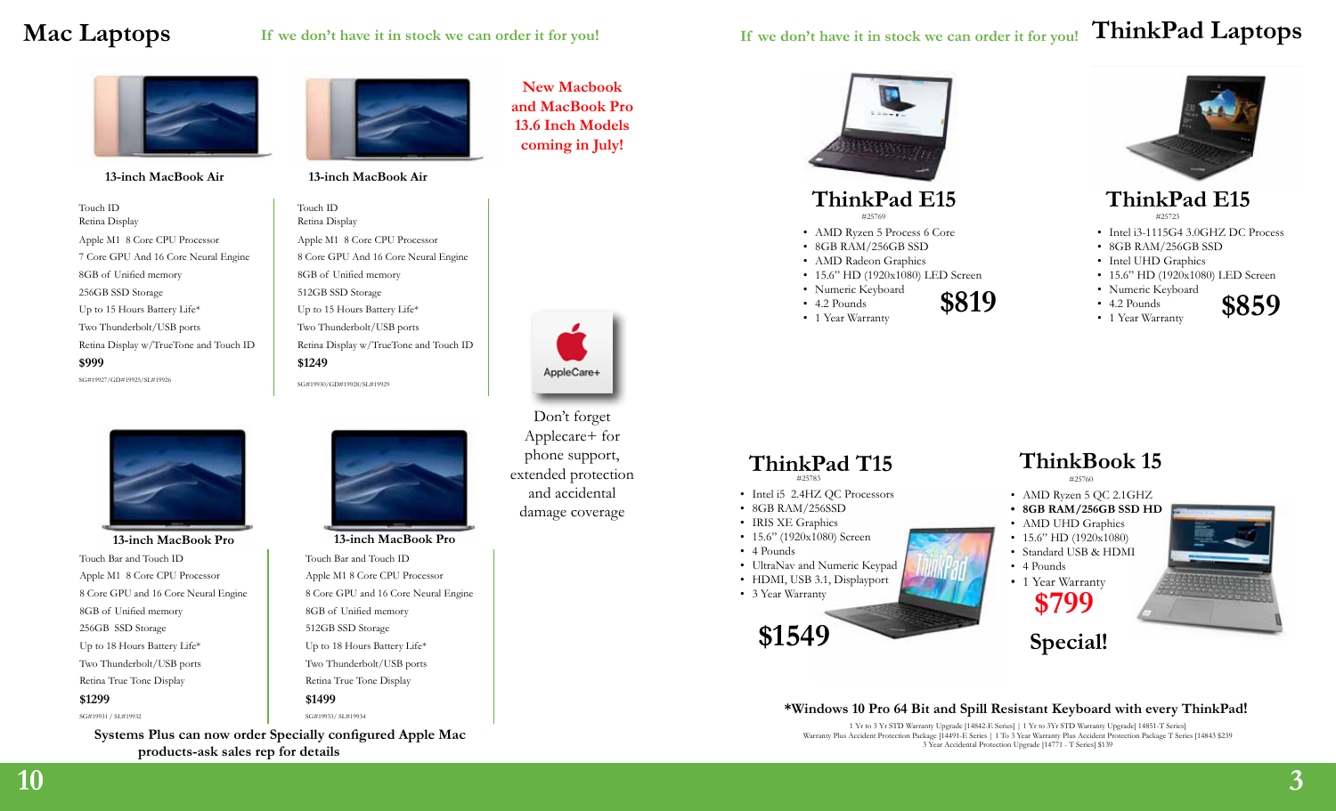# Mac Laptops

If we don't have it in stock we can order it for you!

### 13-inch MacBook Air

Touch ID
Retina Display
Apple M1 8 Core CPU Processor
7 Core GPU And 16 Core Neural Engine
8GB of Unified memory
256GB SSD Storage
Up to 15 Hours Battery Life*
Two Thunderbolt/USB ports
Retina Display w/TrueTone and Touch ID

**$999**

SG#19927/GD#19925/SL#19926

### 13-inch MacBook Air

Touch ID
Retina Display
Apple M1 8 Core CPU Processor
8 Core GPU And 16 Core Neural Engine
8GB of Unified memory
512GB SSD Storage
Up to 15 Hours Battery Life*
Two Thunderbolt/USB ports
Retina Display w/TrueTone and Touch ID

**$1249**

SG#19930/GD#19928/SL#19929

**New Macbook and MacBook Pro 13.6 Inch Models coming in July!**

AppleCare+

Don't forget Applecare+ for phone support, extended protection and accidental damage coverage

### 13-inch MacBook Pro

Touch Bar and Touch ID
Apple M1 8 Core CPU Processor
8 Core GPU and 16 Core Neural Engine
8GB of Unified memory
256GB SSD Storage
Up to 18 Hours Battery Life*
Two Thunderbolt/USB ports
Retina True Tone Display

**$1299**

SG#19931 / SL#19932

### 13-inch MacBook Pro

Touch Bar and Touch ID
Apple M1 8 Core CPU Processor
8 Core GPU and 16 Core Neural Engine
8GB of Unified memory
512GB SSD Storage
Up to 18 Hours Battery Life*
Two Thunderbolt/USB ports
Retina True Tone Display

**$1499**

SG#19933/ SL#19934

**Systems Plus can now order Specially configured Apple Mac products-ask sales rep for details**

# ThinkPad Laptops

If we don't have it in stock we can order it for you!

## ThinkPad E15

#25769

- AMD Ryzen 5 Process 6 Core
- 8GB RAM/256GB SSD
- AMD Radeon Graphics
- 15.6" HD (1920x1080) LED Screen
- Numeric Keyboard
- 4.2 Pounds
- 1 Year Warranty

**$819**

## ThinkPad E15

#25723

- Intel i3-1115G4 3.0GHZ DC Process
- 8GB RAM/256GB SSD
- Intel UHD Graphics
- 15.6" HD (1920x1080) LED Screen
- Numeric Keyboard
- 4.2 Pounds
- 1 Year Warranty

**$859**

## ThinkPad T15

#25783

- Intel i5 2.4HZ QC Processors
- 8GB RAM/256SSD
- IRIS XE Graphics
- 15.6" (1920x1080) Screen
- 4 Pounds
- UltraNav and Numeric Keypad
- HDMI, USB 3.1, Displayport
- 3 Year Warranty

**$1549**

## ThinkBook 15

#25760

- AMD Ryzen 5 QC 2.1GHZ
- **8GB RAM/256GB SSD HD**
- AMD UHD Graphics
- 15.6" HD (1920x1080)
- Standard USB & HDMI
- 4 Pounds
- 1 Year Warranty

**$799**

**Special!**

**\*Windows 10 Pro 64 Bit and Spill Resistant Keyboard with every ThinkPad!**

1 Yr to 3 Yr STD Warranty Upgrade [14842-E Series] | 1 Yr to 3Yr STD Warranty Upgrade[ 14851-T Series]
Warranty Plus Accident Protection Package [14491-E Series | 1 To 3 Year Warranty Plus Accident Protection Package T Series [14843 $239
3 Year Accidental Protection Upgrade [14771 - T Series] $139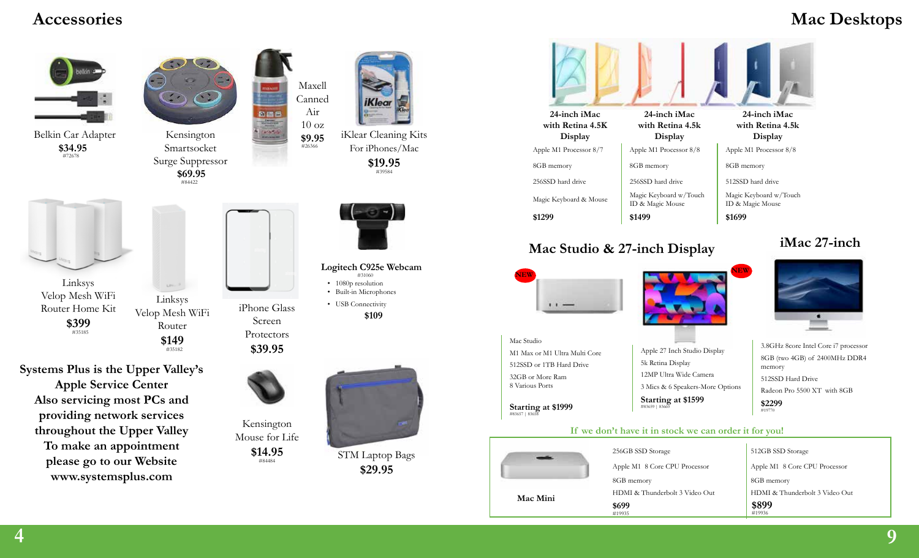# Accessories

Belkin Car Adapter
**$34.95**
#72678

Kensington Smartsocket Surge Suppressor
**$69.95**
#84422

Maxell Canned Air 10 oz
**$9.95**
#26366

iKlear Cleaning Kits For iPhones/Mac
**$19.95**
#39584

Linksys Velop Mesh WiFi Router Home Kit
**$399**
#35185

Linksys Velop Mesh WiFi Router
**$149**
#35182

iPhone Glass Screen Protectors
**$39.95**

**Logitech C925e Webcam**
#31060

- 1080p resolution
- Built-in Microphones
- USB Connectivity

**$109**

**Systems Plus is the Upper Valley's Apple Service Center**
**Also servicing most PCs and providing network services throughout the Upper Valley**
**To make an appointment please go to our Website**
**www.systemsplus.com**

Kensington Mouse for Life
**$14.95**
#84484

STM Laptop Bags
**$29.95**

# Mac Desktops

| 24-inch iMac with Retina 4.5K Display | 24-inch iMac with Retina 4.5k Display | 24-inch iMac with Retina 4.5k Display |
|---|---|---|
| Apple M1 Processor 8/7 | Apple M1 Processor 8/8 | Apple M1 Processor 8/8 |
| 8GB memory | 8GB memory | 8GB memory |
| 256SSD hard drive | 256SSD hard drive | 512SSD hard drive |
| Magic Keyboard & Mouse | Magic Keyboard w/Touch ID & Magic Mouse | Magic Keyboard w/Touch ID & Magic Mouse |
| $1299 | $1499 | $1699 |

## Mac Studio & 27-inch Display

NEW

Mac Studio
M1 Max or M1 Ultra Multi Core
512SSD or 1TB Hard Drive
32GB or More Ram
8 Various Ports

**Starting at $1999**
#83657 | 83658

NEW

Apple 27 Inch Studio Display
5k Retina Display
12MP Ultra Wide Camera
3 Mics & 6 Speakers-More Options

**Starting at $1599**
#83659 | 83660

## iMac 27-inch

3.8GHz 8core Intel Core i7 processor
8GB (two 4GB) of 2400MHz DDR4 memory
512SSD Hard Drive
Radeon Pro 5500 XT with 8GB

**$2299**
#19770

If we don't have it in stock we can order it for you!

| Mac Mini | | |
|---|---|---|
| | 256GB SSD Storage | 512GB SSD Storage |
| | Apple M1 8 Core CPU Processor | Apple M1 8 Core CPU Processor |
| | 8GB memory | 8GB memory |
| | HDMI & Thunderbolt 3 Video Out | HDMI & Thunderbolt 3 Video Out |
| | **$699** #19935 | **$899** #19936 |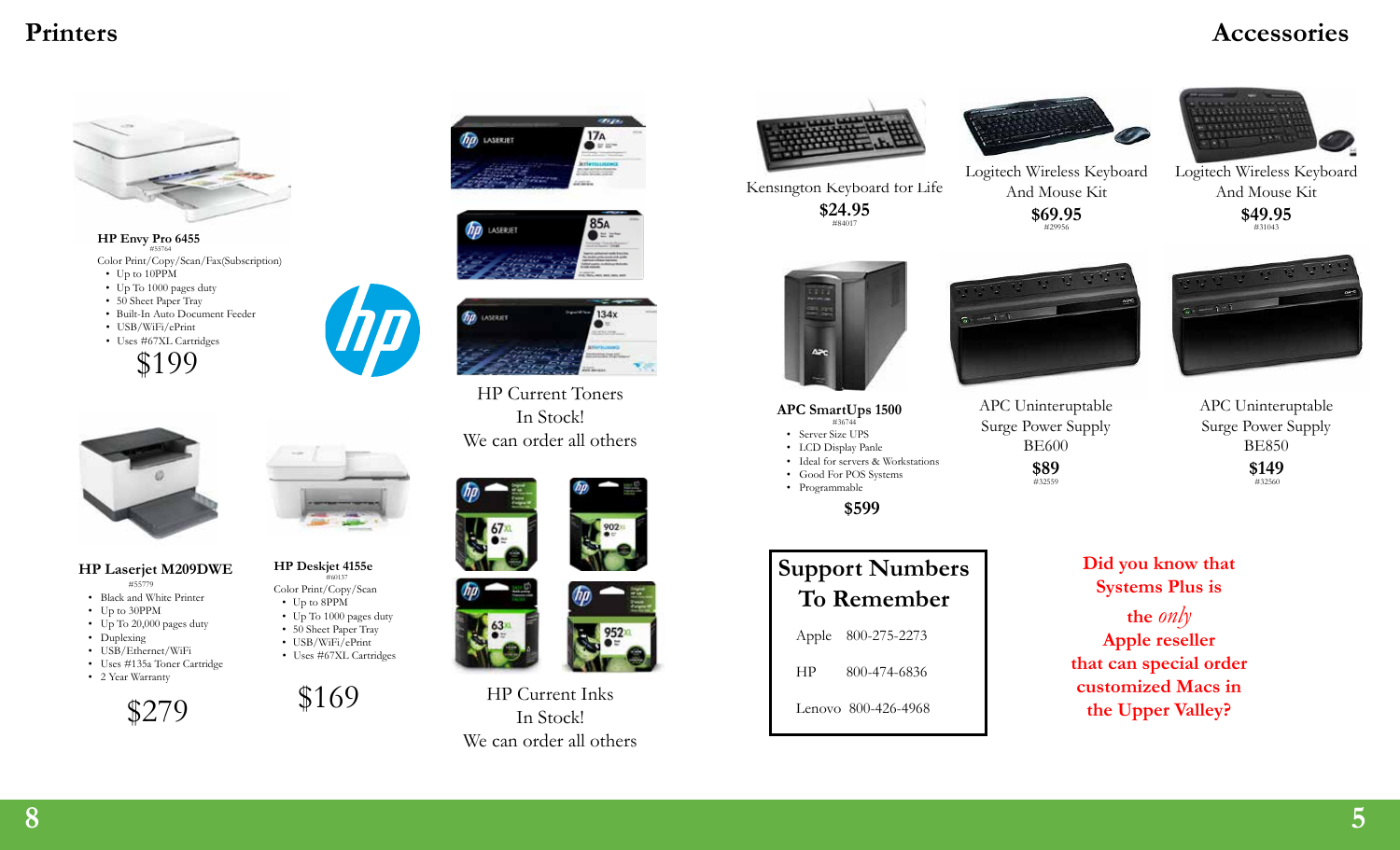# Printers

### HP Envy Pro 6455

#55764

Color Print/Copy/Scan/Fax(Subscription)

- Up to 10PPM
- Up To 1000 pages duty
- 50 Sheet Paper Tray
- Built-In Auto Document Feeder
- USB/WiFi/ePrint
- Uses #67XL Cartridges

$199

### HP Laserjet M209DWE

#55779

- Black and White Printer
- Up to 30PPM
- Up To 20,000 pages duty
- Duplexing
- USB/Ethernet/WiFi
- Uses #135a Toner Cartridge
- 2 Year Warranty

$279

### HP Deskjet 4155e

#60137

Color Print/Copy/Scan

- Up to 8PPM
- Up To 1000 pages duty
- 50 Sheet Paper Tray
- USB/WiFi/ePrint
- Uses #67XL Cartridges

$169

HP Current Toners
In Stock!
We can order all others

HP Current Inks
In Stock!
We can order all others

# Accessories

Kensington Keyboard for Life
**$24.95**
#84017

Logitech Wireless Keyboard And Mouse Kit
**$69.95**
#29956

Logitech Wireless Keyboard And Mouse Kit
**$49.95**
#31043

### APC SmartUps 1500

#36744

- Server Size UPS
- LCD Display Panle
- Ideal for servers & Workstations
- Good For POS Systems
- Programmable

**$599**

APC Uninterruptable Surge Power Supply
BE600
**$89**
#32559

APC Uninterruptable Surge Power Supply
BE850
**$149**
#32560

## Support Numbers To Remember

| | |
|---|---|
| Apple | 800-275-2273 |
| HP | 800-474-6836 |
| Lenovo | 800-426-4968 |

**Did you know that Systems Plus is the *only* Apple reseller that can special order customized Macs in the Upper Valley?**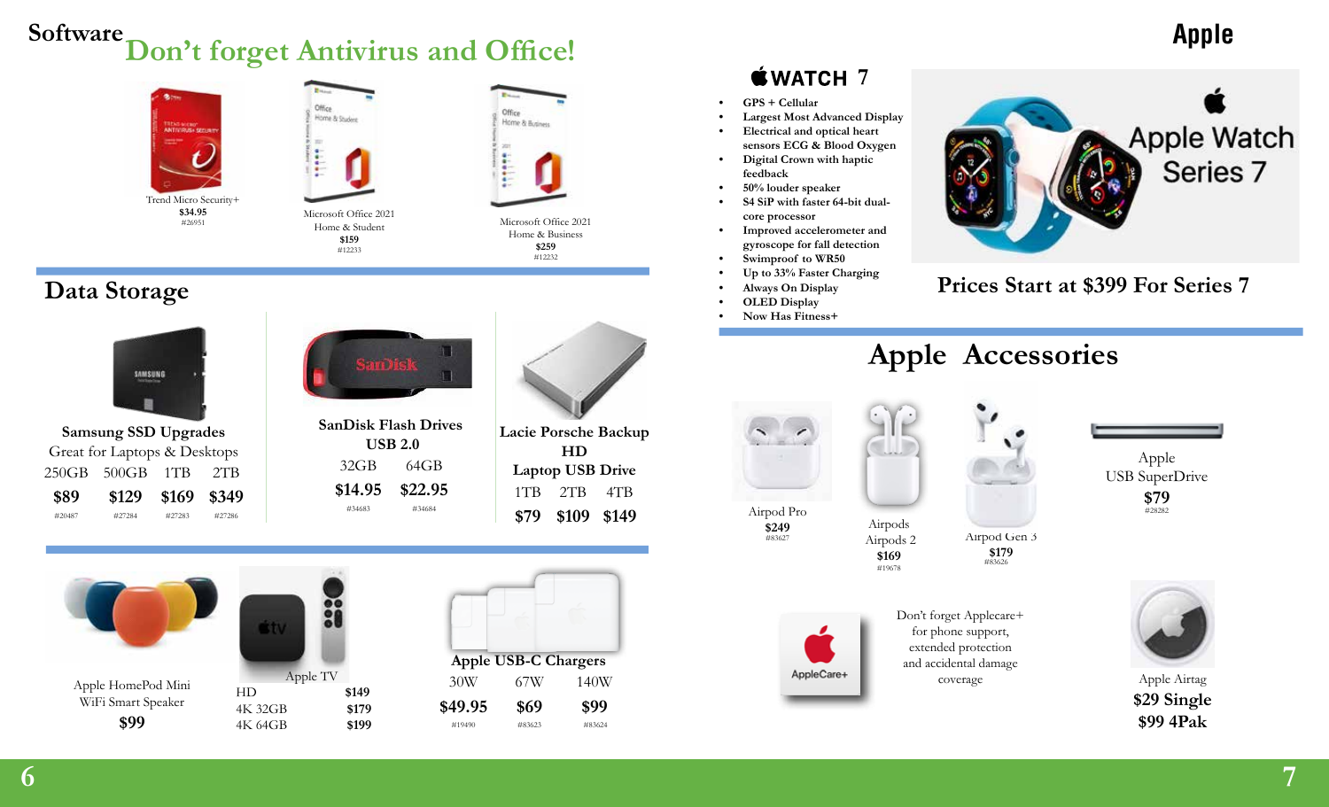# Software

## Don't forget Antivirus and Office!

Trend Micro Security+
**$34.95**
#26951

Microsoft Office 2021
Home & Student
**$159**
#12233

Microsoft Office 2021
Home & Business
**$259**
#12232

## Data Storage

**Samsung SSD Upgrades**
Great for Laptops & Desktops

| 250GB | 500GB | 1TB | 2TB |
|---|---|---|---|
| **$89** | **$129** | **$169** | **$349** |
| #20487 | #27284 | #27283 | #27286 |

**SanDisk Flash Drives USB 2.0**

| 32GB | 64GB |
|---|---|
| **$14.95** | **$22.95** |
| #34683 | #34684 |

**Lacie Porsche Backup HD Laptop USB Drive**

| 1TB | 2TB | 4TB |
|---|---|---|
| **$79** | **$109** | **$149** |

Apple HomePod Mini
WiFi Smart Speaker
**$99**

Apple TV

| | |
|---|---|
| HD | **$149** |
| 4K 32GB | **$179** |
| 4K 64GB | **$199** |

**Apple USB-C Chargers**

| 30W | 67W | 140W |
|---|---|---|
| **$49.95** | **$69** | **$99** |
| #19490 | #83623 | #83624 |

# Apple

## WATCH 7

- GPS + Cellular
- Largest Most Advanced Display
- Electrical and optical heart sensors ECG & Blood Oxygen
- Digital Crown with haptic feedback
- 50% louder speaker
- S4 SiP with faster 64-bit dual-core processor
- Improved accelerometer and gyroscope for fall detection
- Swimproof to WR50
- Up to 33% Faster Charging
- Always On Display
- OLED Display
- Now Has Fitness+

Apple Watch Series 7

**Prices Start at $399 For Series 7**

## Apple Accessories

Airpod Pro
**$249**
#83627

Airpods
Airpods 2
**$169**
#19678

Airpod Gen 3
**$179**
#83626

Apple
USB SuperDrive
**$79**
#28282

AppleCare+

Don't forget Applecare+ for phone support, extended protection and accidental damage coverage

Apple Airtag
**$29 Single**
**$99 4Pak**